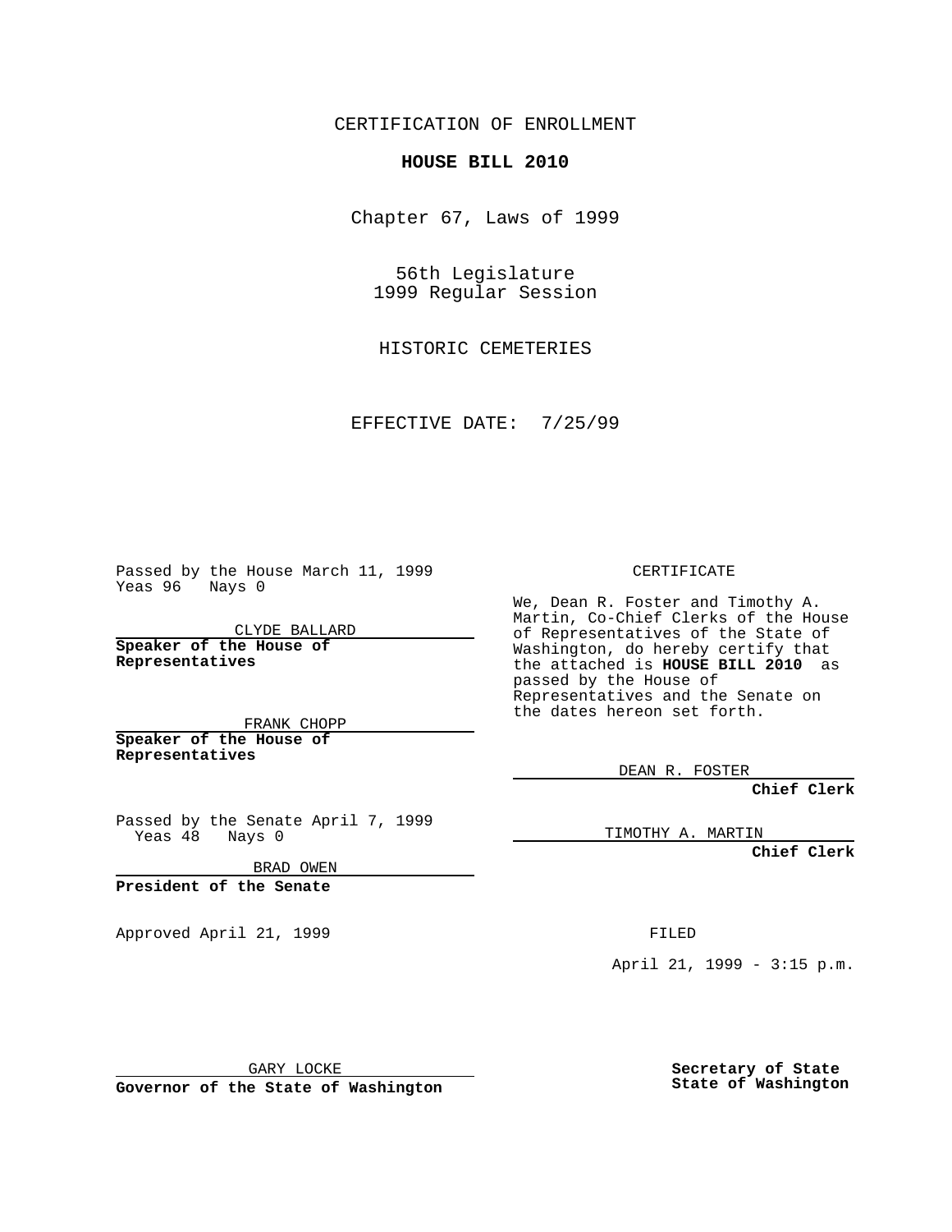CERTIFICATION OF ENROLLMENT

**HOUSE BILL 2010**

Chapter 67, Laws of 1999

56th Legislature
1999 Regular Session

HISTORIC CEMETERIES

EFFECTIVE DATE: 7/25/99

Passed by the House March 11, 1999
Yeas 96 Nays 0

CLYDE BALLARD

**Speaker of the House of Representatives**

FRANK CHOPP

**Speaker of the House of Representatives**

Passed by the Senate April 7, 1999
Yeas 48 Nays 0

BRAD OWEN

**President of the Senate**

Approved April 21, 1999

GARY LOCKE

**Governor of the State of Washington**

CERTIFICATE

We, Dean R. Foster and Timothy A. Martin, Co-Chief Clerks of the House of Representatives of the State of Washington, do hereby certify that the attached is **HOUSE BILL 2010** as passed by the House of Representatives and the Senate on the dates hereon set forth.

DEAN R. FOSTER

**Chief Clerk**

TIMOTHY A. MARTIN

**Chief Clerk**

FILED

April 21, 1999 - 3:15 p.m.

**Secretary of State State of Washington**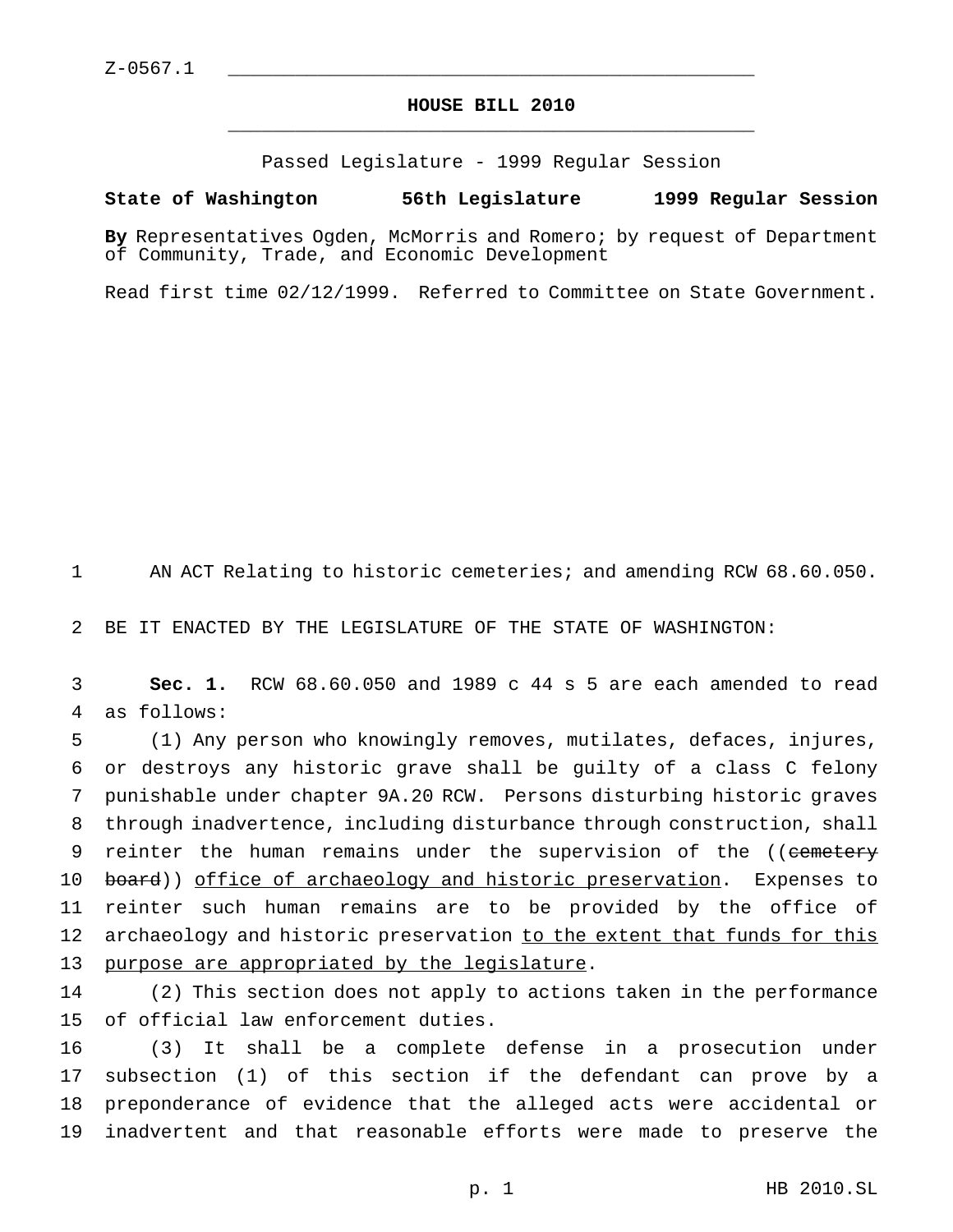Z-0567.1

**HOUSE BILL 2010**

Passed Legislature - 1999 Regular Session

**State of Washington 56th Legislature 1999 Regular Session**

**By** Representatives Ogden, McMorris and Romero; by request of Department of Community, Trade, and Economic Development

Read first time 02/12/1999. Referred to Committee on State Government.

1 AN ACT Relating to historic cemeteries; and amending RCW 68.60.050.

2 BE IT ENACTED BY THE LEGISLATURE OF THE STATE OF WASHINGTON:

3 **Sec. 1.** RCW 68.60.050 and 1989 c 44 s 5 are each amended to read
4 as follows:

5 (1) Any person who knowingly removes, mutilates, defaces, injures,
6 or destroys any historic grave shall be guilty of a class C felony
7 punishable under chapter 9A.20 RCW. Persons disturbing historic graves
8 through inadvertence, including disturbance through construction, shall
9 reinter the human remains under the supervision of the ((~~cemetery~~
10 ~~board~~)) <u>office of archaeology and historic preservation</u>. Expenses to
11 reinter such human remains are to be provided by the office of
12 archaeology and historic preservation <u>to the extent that funds for this</u>
13 <u>purpose are appropriated by the legislature</u>.

14 (2) This section does not apply to actions taken in the performance
15 of official law enforcement duties.

16 (3) It shall be a complete defense in a prosecution under
17 subsection (1) of this section if the defendant can prove by a
18 preponderance of evidence that the alleged acts were accidental or
19 inadvertent and that reasonable efforts were made to preserve the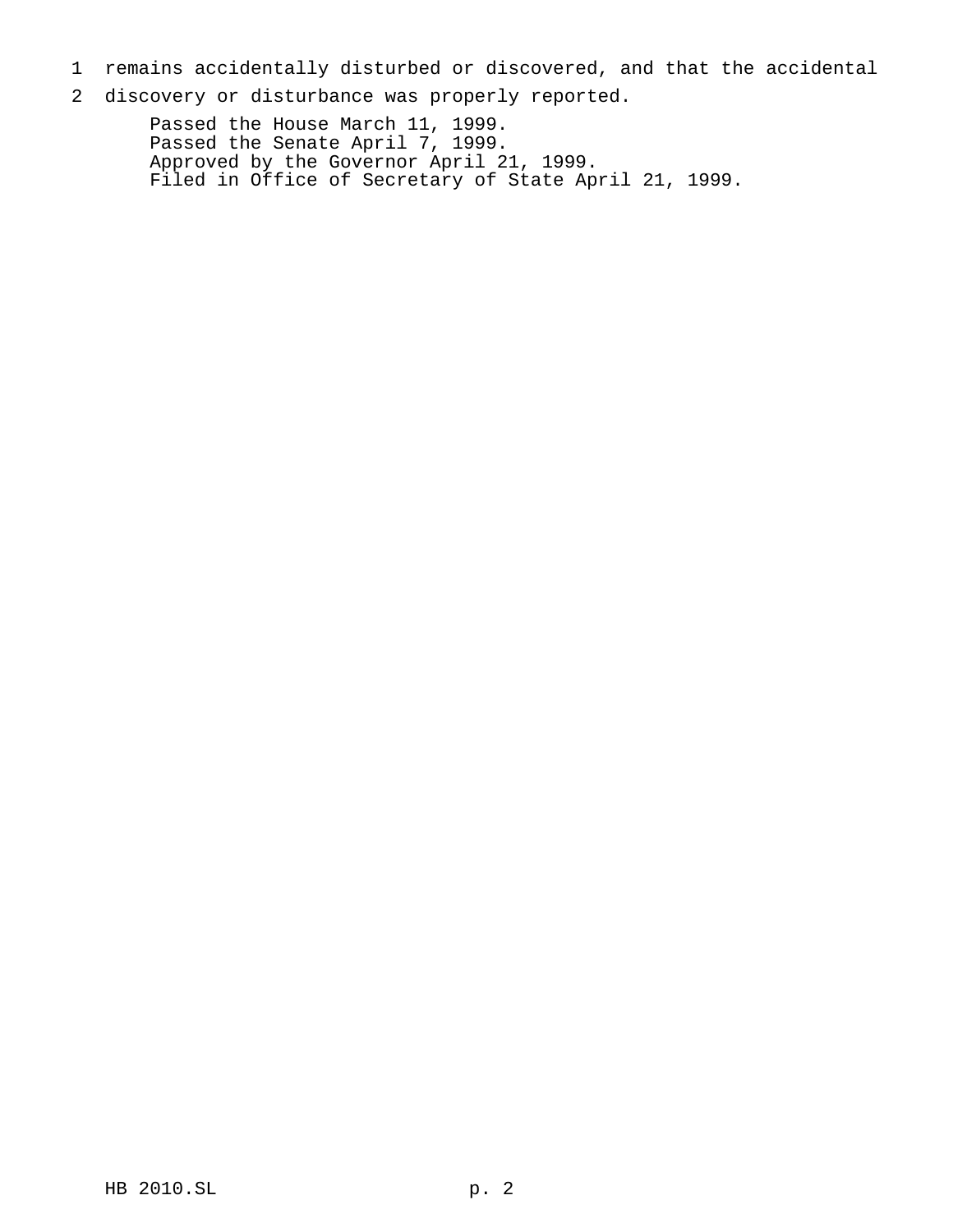remains accidentally disturbed or discovered, and that the accidental discovery or disturbance was properly reported.

Passed the House March 11, 1999.
Passed the Senate April 7, 1999.
Approved by the Governor April 21, 1999.
Filed in Office of Secretary of State April 21, 1999.